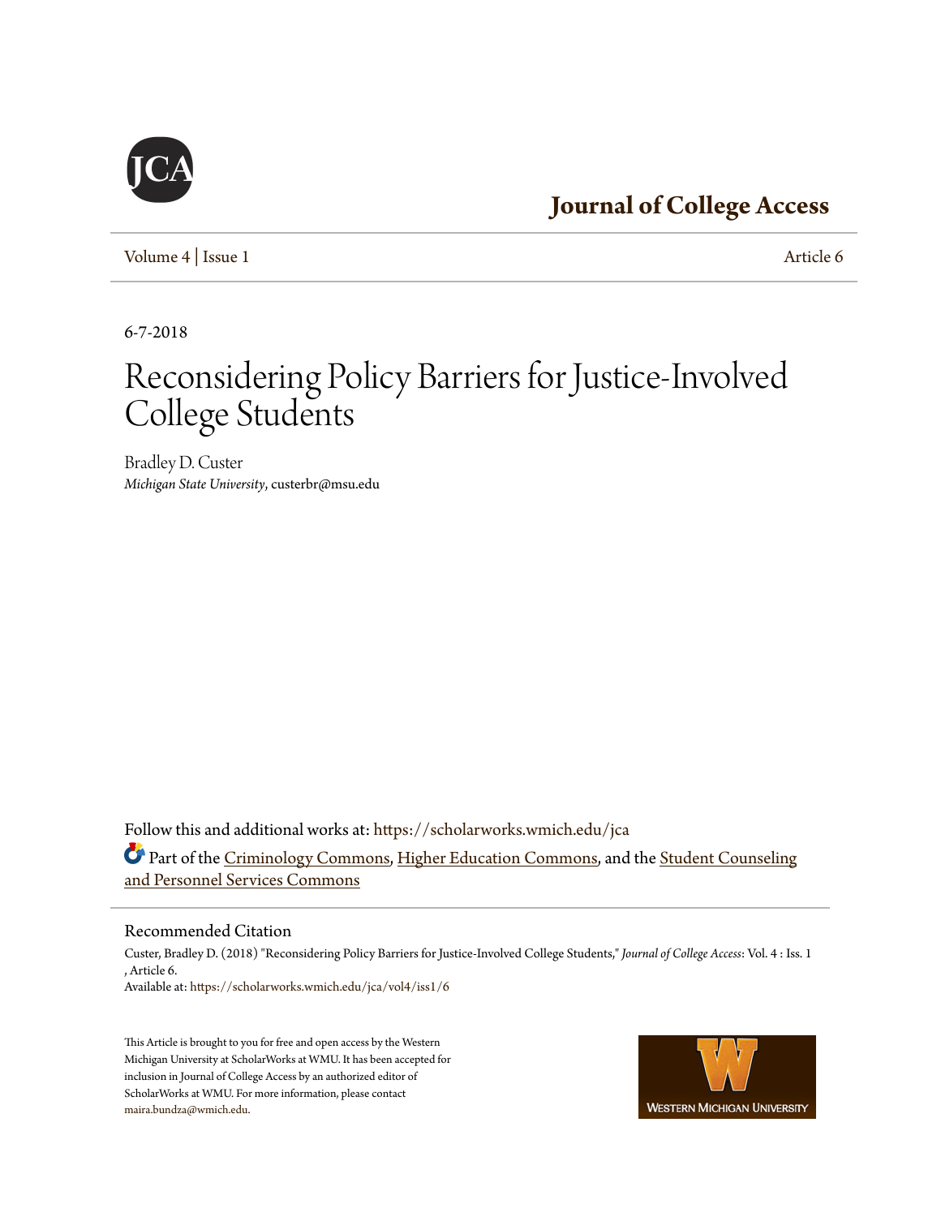Journal of College Access

Volume 4 | Issue 1 Article 6

6-7-2018

# Reconsidering Policy Barriers for Justice-Involved College Students

Bradley D. Custer
*Michigan State University*, custerbr@msu.edu

Follow this and additional works at: https://scholarworks.wmich.edu/jca

Part of the Criminology Commons, Higher Education Commons, and the Student Counseling and Personnel Services Commons

## Recommended Citation

Custer, Bradley D. (2018) "Reconsidering Policy Barriers for Justice-Involved College Students," *Journal of College Access*: Vol. 4 : Iss. 1 , Article 6.
Available at: https://scholarworks.wmich.edu/jca/vol4/iss1/6

This Article is brought to you for free and open access by the Western Michigan University at ScholarWorks at WMU. It has been accepted for inclusion in Journal of College Access by an authorized editor of ScholarWorks at WMU. For more information, please contact maira.bundza@wmich.edu.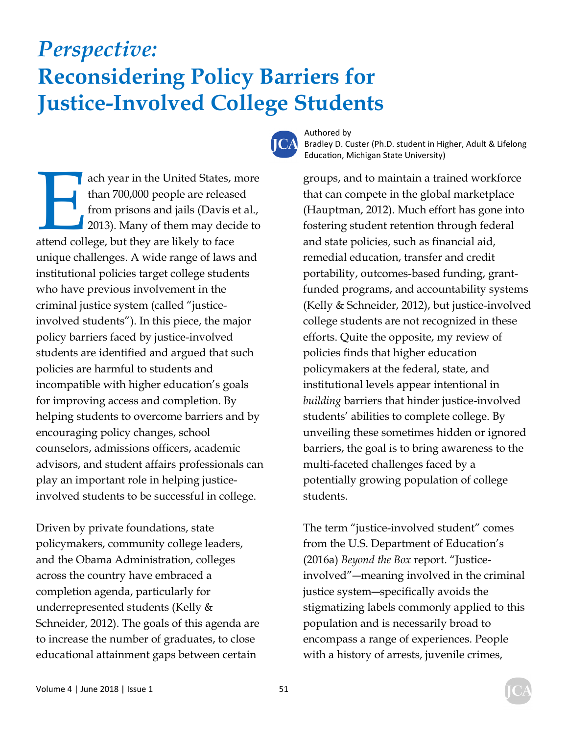# *Perspective:* Reconsidering Policy Barriers for Justice-Involved College Students

Authored by
Bradley D. Custer (Ph.D. student in Higher, Adult & Lifelong Education, Michigan State University)

Each year in the United States, more than 700,000 people are released from prisons and jails (Davis et al., 2013). Many of them may decide to attend college, but they are likely to face unique challenges. A wide range of laws and institutional policies target college students who have previous involvement in the criminal justice system (called "justice-involved students"). In this piece, the major policy barriers faced by justice-involved students are identified and argued that such policies are harmful to students and incompatible with higher education's goals for improving access and completion. By helping students to overcome barriers and by encouraging policy changes, school counselors, admissions officers, academic advisors, and student affairs professionals can play an important role in helping justice-involved students to be successful in college.

Driven by private foundations, state policymakers, community college leaders, and the Obama Administration, colleges across the country have embraced a completion agenda, particularly for underrepresented students (Kelly & Schneider, 2012). The goals of this agenda are to increase the number of graduates, to close educational attainment gaps between certain groups, and to maintain a trained workforce that can compete in the global marketplace (Hauptman, 2012). Much effort has gone into fostering student retention through federal and state policies, such as financial aid, remedial education, transfer and credit portability, outcomes-based funding, grant-funded programs, and accountability systems (Kelly & Schneider, 2012), but justice-involved college students are not recognized in these efforts. Quite the opposite, my review of policies finds that higher education policymakers at the federal, state, and institutional levels appear intentional in *building* barriers that hinder justice-involved students' abilities to complete college. By unveiling these sometimes hidden or ignored barriers, the goal is to bring awareness to the multi-faceted challenges faced by a potentially growing population of college students.

The term "justice-involved student" comes from the U.S. Department of Education's (2016a) *Beyond the Box* report. "Justice-involved"—meaning involved in the criminal justice system—specifically avoids the stigmatizing labels commonly applied to this population and is necessarily broad to encompass a range of experiences. People with a history of arrests, juvenile crimes,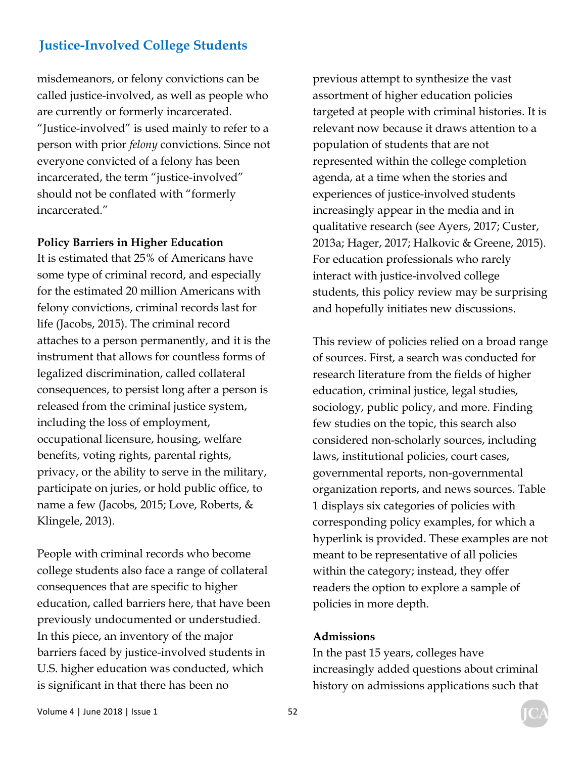misdemeanors, or felony convictions can be called justice-involved, as well as people who are currently or formerly incarcerated. "Justice-involved" is used mainly to refer to a person with prior *felony* convictions. Since not everyone convicted of a felony has been incarcerated, the term "justice-involved" should not be conflated with "formerly incarcerated."

**Policy Barriers in Higher Education**

It is estimated that 25% of Americans have some type of criminal record, and especially for the estimated 20 million Americans with felony convictions, criminal records last for life (Jacobs, 2015). The criminal record attaches to a person permanently, and it is the instrument that allows for countless forms of legalized discrimination, called collateral consequences, to persist long after a person is released from the criminal justice system, including the loss of employment, occupational licensure, housing, welfare benefits, voting rights, parental rights, privacy, or the ability to serve in the military, participate on juries, or hold public office, to name a few (Jacobs, 2015; Love, Roberts, & Klingele, 2013).

People with criminal records who become college students also face a range of collateral consequences that are specific to higher education, called barriers here, that have been previously undocumented or understudied. In this piece, an inventory of the major barriers faced by justice-involved students in U.S. higher education was conducted, which is significant in that there has been no previous attempt to synthesize the vast assortment of higher education policies targeted at people with criminal histories. It is relevant now because it draws attention to a population of students that are not represented within the college completion agenda, at a time when the stories and experiences of justice-involved students increasingly appear in the media and in qualitative research (see Ayers, 2017; Custer, 2013a; Hager, 2017; Halkovic & Greene, 2015). For education professionals who rarely interact with justice-involved college students, this policy review may be surprising and hopefully initiates new discussions.

This review of policies relied on a broad range of sources. First, a search was conducted for research literature from the fields of higher education, criminal justice, legal studies, sociology, public policy, and more. Finding few studies on the topic, this search also considered non-scholarly sources, including laws, institutional policies, court cases, governmental reports, non-governmental organization reports, and news sources. Table 1 displays six categories of policies with corresponding policy examples, for which a hyperlink is provided. These examples are not meant to be representative of all policies within the category; instead, they offer readers the option to explore a sample of policies in more depth.

**Admissions**

In the past 15 years, colleges have increasingly added questions about criminal history on admissions applications such that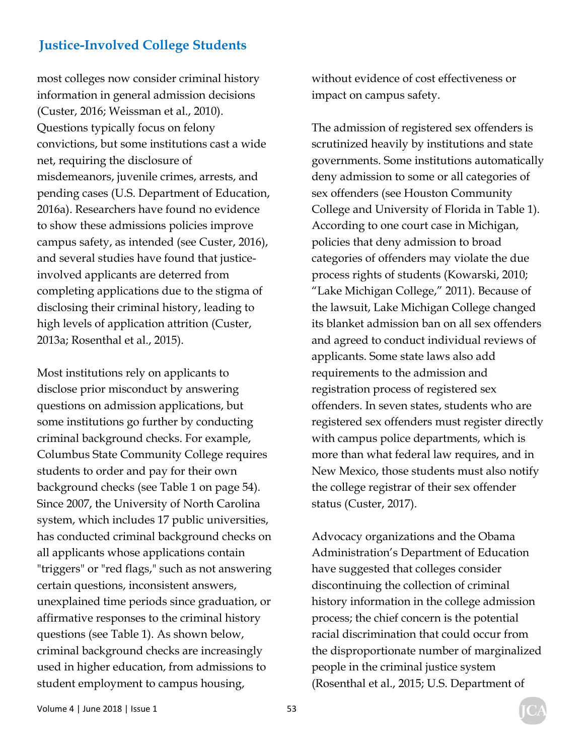most colleges now consider criminal history information in general admission decisions (Custer, 2016; Weissman et al., 2010). Questions typically focus on felony convictions, but some institutions cast a wide net, requiring the disclosure of misdemeanors, juvenile crimes, arrests, and pending cases (U.S. Department of Education, 2016a). Researchers have found no evidence to show these admissions policies improve campus safety, as intended (see Custer, 2016), and several studies have found that justice-involved applicants are deterred from completing applications due to the stigma of disclosing their criminal history, leading to high levels of application attrition (Custer, 2013a; Rosenthal et al., 2015).

Most institutions rely on applicants to disclose prior misconduct by answering questions on admission applications, but some institutions go further by conducting criminal background checks. For example, Columbus State Community College requires students to order and pay for their own background checks (see Table 1 on page 54). Since 2007, the University of North Carolina system, which includes 17 public universities, has conducted criminal background checks on all applicants whose applications contain "triggers" or "red flags," such as not answering certain questions, inconsistent answers, unexplained time periods since graduation, or affirmative responses to the criminal history questions (see Table 1). As shown below, criminal background checks are increasingly used in higher education, from admissions to student employment to campus housing, without evidence of cost effectiveness or impact on campus safety.

The admission of registered sex offenders is scrutinized heavily by institutions and state governments. Some institutions automatically deny admission to some or all categories of sex offenders (see Houston Community College and University of Florida in Table 1). According to one court case in Michigan, policies that deny admission to broad categories of offenders may violate the due process rights of students (Kowarski, 2010; "Lake Michigan College," 2011). Because of the lawsuit, Lake Michigan College changed its blanket admission ban on all sex offenders and agreed to conduct individual reviews of applicants. Some state laws also add requirements to the admission and registration process of registered sex offenders. In seven states, students who are registered sex offenders must register directly with campus police departments, which is more than what federal law requires, and in New Mexico, those students must also notify the college registrar of their sex offender status (Custer, 2017).

Advocacy organizations and the Obama Administration's Department of Education have suggested that colleges consider discontinuing the collection of criminal history information in the college admission process; the chief concern is the potential racial discrimination that could occur from the disproportionate number of marginalized people in the criminal justice system (Rosenthal et al., 2015; U.S. Department of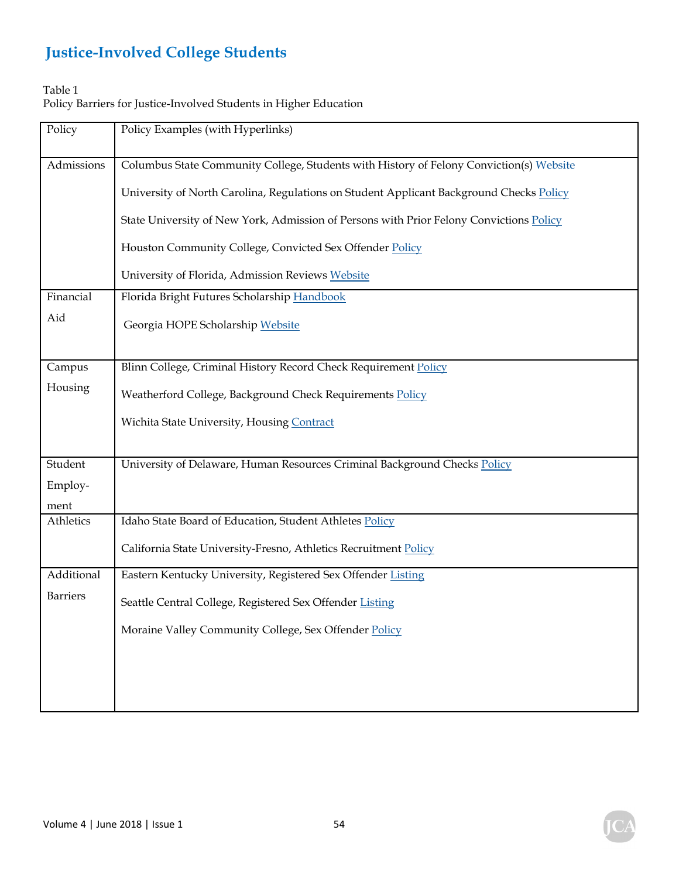Table 1
Policy Barriers for Justice-Involved Students in Higher Education

| Policy | Policy Examples (with Hyperlinks) |
| --- | --- |
| Admissions | Columbus State Community College, Students with History of Felony Conviction(s) Website<br><br>University of North Carolina, Regulations on Student Applicant Background Checks Policy<br><br>State University of New York, Admission of Persons with Prior Felony Convictions Policy<br><br>Houston Community College, Convicted Sex Offender Policy<br><br>University of Florida, Admission Reviews Website |
| Financial Aid | Florida Bright Futures Scholarship Handbook<br><br>Georgia HOPE Scholarship Website |
| Campus Housing | Blinn College, Criminal History Record Check Requirement Policy<br><br>Weatherford College, Background Check Requirements Policy<br><br>Wichita State University, Housing Contract |
| Student Employ-ment | University of Delaware, Human Resources Criminal Background Checks Policy |
| Athletics | Idaho State Board of Education, Student Athletes Policy<br><br>California State University-Fresno, Athletics Recruitment Policy |
| Additional Barriers | Eastern Kentucky University, Registered Sex Offender Listing<br><br>Seattle Central College, Registered Sex Offender Listing<br><br>Moraine Valley Community College, Sex Offender Policy |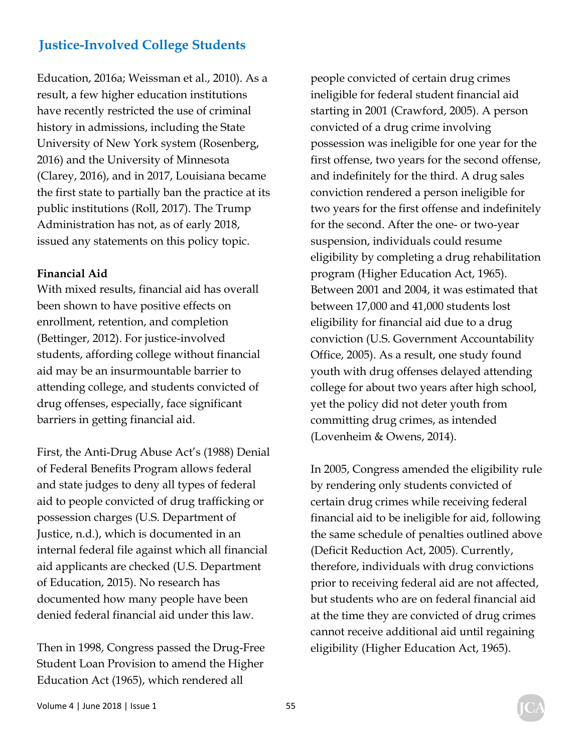Education, 2016a; Weissman et al., 2010). As a result, a few higher education institutions have recently restricted the use of criminal history in admissions, including the State University of New York system (Rosenberg, 2016) and the University of Minnesota (Clarey, 2016), and in 2017, Louisiana became the first state to partially ban the practice at its public institutions (Roll, 2017). The Trump Administration has not, as of early 2018, issued any statements on this policy topic.

**Financial Aid**

With mixed results, financial aid has overall been shown to have positive effects on enrollment, retention, and completion (Bettinger, 2012). For justice-involved students, affording college without financial aid may be an insurmountable barrier to attending college, and students convicted of drug offenses, especially, face significant barriers in getting financial aid.

First, the Anti-Drug Abuse Act's (1988) Denial of Federal Benefits Program allows federal and state judges to deny all types of federal aid to people convicted of drug trafficking or possession charges (U.S. Department of Justice, n.d.), which is documented in an internal federal file against which all financial aid applicants are checked (U.S. Department of Education, 2015). No research has documented how many people have been denied federal financial aid under this law.

Then in 1998, Congress passed the Drug-Free Student Loan Provision to amend the Higher Education Act (1965), which rendered all people convicted of certain drug crimes ineligible for federal student financial aid starting in 2001 (Crawford, 2005). A person convicted of a drug crime involving possession was ineligible for one year for the first offense, two years for the second offense, and indefinitely for the third. A drug sales conviction rendered a person ineligible for two years for the first offense and indefinitely for the second. After the one- or two-year suspension, individuals could resume eligibility by completing a drug rehabilitation program (Higher Education Act, 1965). Between 2001 and 2004, it was estimated that between 17,000 and 41,000 students lost eligibility for financial aid due to a drug conviction (U.S. Government Accountability Office, 2005). As a result, one study found youth with drug offenses delayed attending college for about two years after high school, yet the policy did not deter youth from committing drug crimes, as intended (Lovenheim & Owens, 2014).

In 2005, Congress amended the eligibility rule by rendering only students convicted of certain drug crimes while receiving federal financial aid to be ineligible for aid, following the same schedule of penalties outlined above (Deficit Reduction Act, 2005). Currently, therefore, individuals with drug convictions prior to receiving federal aid are not affected, but students who are on federal financial aid at the time they are convicted of drug crimes cannot receive additional aid until regaining eligibility (Higher Education Act, 1965).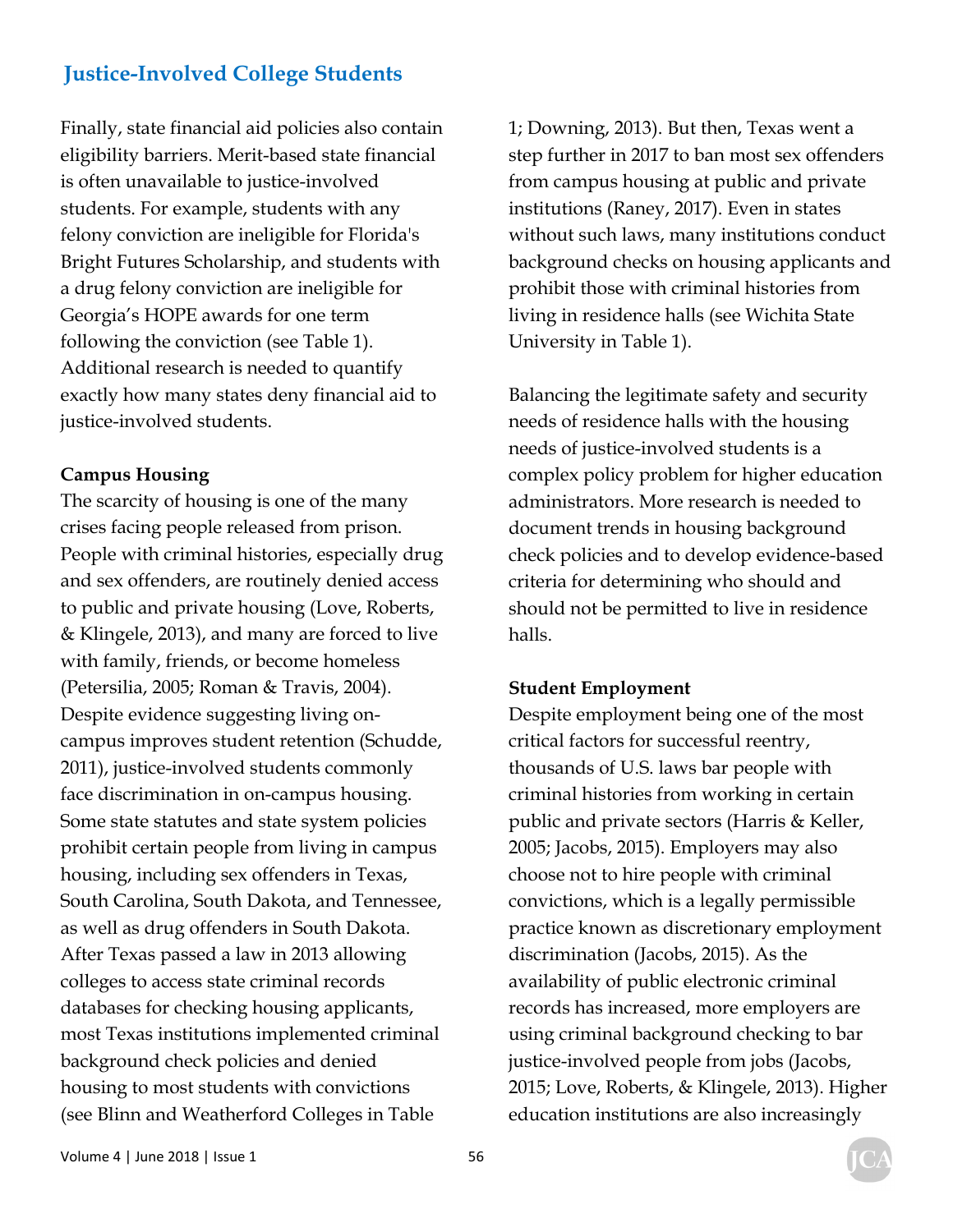Finally, state financial aid policies also contain eligibility barriers. Merit-based state financial is often unavailable to justice-involved students. For example, students with any felony conviction are ineligible for Florida's Bright Futures Scholarship, and students with a drug felony conviction are ineligible for Georgia's HOPE awards for one term following the conviction (see Table 1). Additional research is needed to quantify exactly how many states deny financial aid to justice-involved students.

**Campus Housing**

The scarcity of housing is one of the many crises facing people released from prison. People with criminal histories, especially drug and sex offenders, are routinely denied access to public and private housing (Love, Roberts, & Klingele, 2013), and many are forced to live with family, friends, or become homeless (Petersilia, 2005; Roman & Travis, 2004). Despite evidence suggesting living on-campus improves student retention (Schudde, 2011), justice-involved students commonly face discrimination in on-campus housing. Some state statutes and state system policies prohibit certain people from living in campus housing, including sex offenders in Texas, South Carolina, South Dakota, and Tennessee, as well as drug offenders in South Dakota. After Texas passed a law in 2013 allowing colleges to access state criminal records databases for checking housing applicants, most Texas institutions implemented criminal background check policies and denied housing to most students with convictions (see Blinn and Weatherford Colleges in Table 1; Downing, 2013). But then, Texas went a step further in 2017 to ban most sex offenders from campus housing at public and private institutions (Raney, 2017). Even in states without such laws, many institutions conduct background checks on housing applicants and prohibit those with criminal histories from living in residence halls (see Wichita State University in Table 1).

Balancing the legitimate safety and security needs of residence halls with the housing needs of justice-involved students is a complex policy problem for higher education administrators. More research is needed to document trends in housing background check policies and to develop evidence-based criteria for determining who should and should not be permitted to live in residence halls.

**Student Employment**

Despite employment being one of the most critical factors for successful reentry, thousands of U.S. laws bar people with criminal histories from working in certain public and private sectors (Harris & Keller, 2005; Jacobs, 2015). Employers may also choose not to hire people with criminal convictions, which is a legally permissible practice known as discretionary employment discrimination (Jacobs, 2015). As the availability of public electronic criminal records has increased, more employers are using criminal background checking to bar justice-involved people from jobs (Jacobs, 2015; Love, Roberts, & Klingele, 2013). Higher education institutions are also increasingly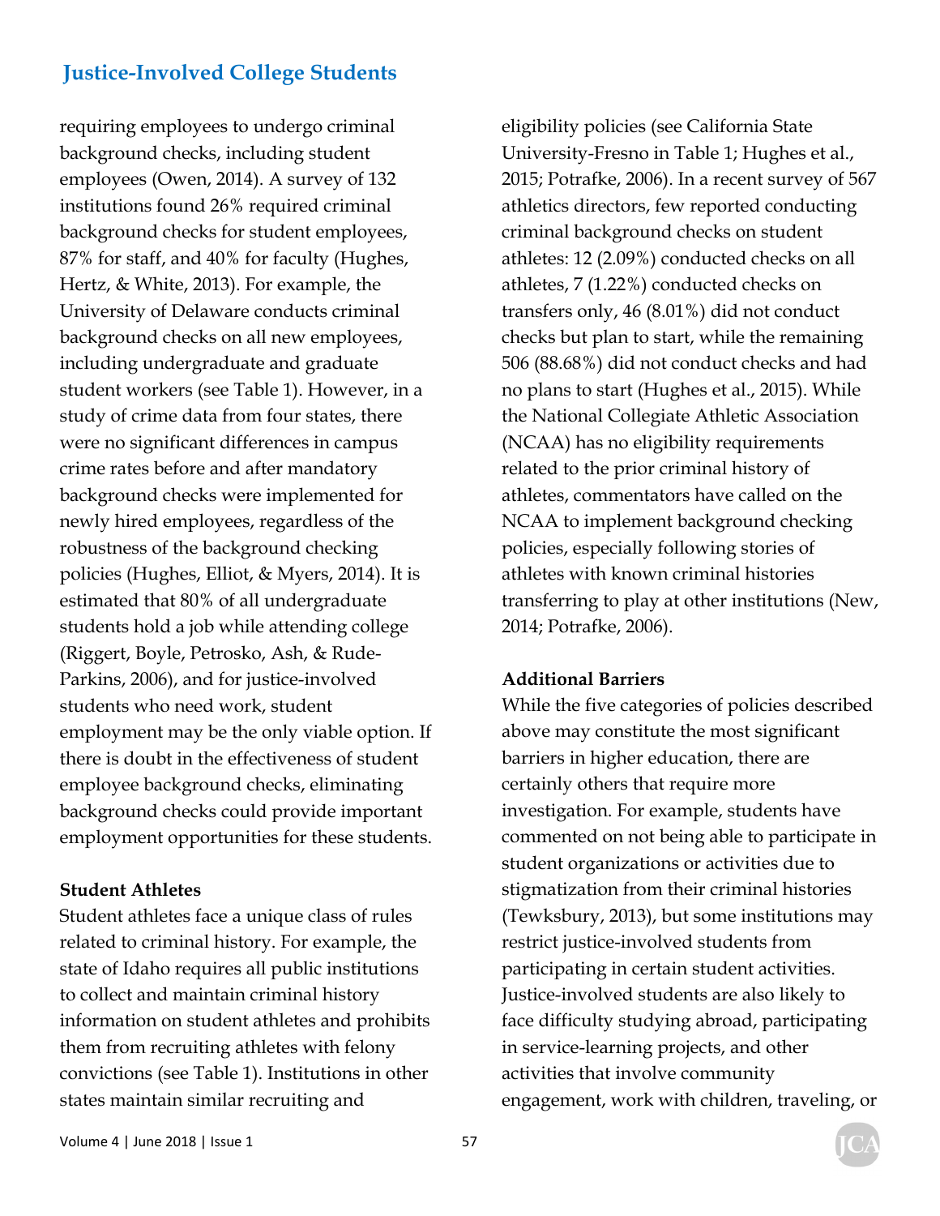requiring employees to undergo criminal background checks, including student employees (Owen, 2014). A survey of 132 institutions found 26% required criminal background checks for student employees, 87% for staff, and 40% for faculty (Hughes, Hertz, & White, 2013). For example, the University of Delaware conducts criminal background checks on all new employees, including undergraduate and graduate student workers (see Table 1). However, in a study of crime data from four states, there were no significant differences in campus crime rates before and after mandatory background checks were implemented for newly hired employees, regardless of the robustness of the background checking policies (Hughes, Elliot, & Myers, 2014). It is estimated that 80% of all undergraduate students hold a job while attending college (Riggert, Boyle, Petrosko, Ash, & Rude-Parkins, 2006), and for justice-involved students who need work, student employment may be the only viable option. If there is doubt in the effectiveness of student employee background checks, eliminating background checks could provide important employment opportunities for these students.

**Student Athletes**

Student athletes face a unique class of rules related to criminal history. For example, the state of Idaho requires all public institutions to collect and maintain criminal history information on student athletes and prohibits them from recruiting athletes with felony convictions (see Table 1). Institutions in other states maintain similar recruiting and eligibility policies (see California State University-Fresno in Table 1; Hughes et al., 2015; Potrafke, 2006). In a recent survey of 567 athletics directors, few reported conducting criminal background checks on student athletes: 12 (2.09%) conducted checks on all athletes, 7 (1.22%) conducted checks on transfers only, 46 (8.01%) did not conduct checks but plan to start, while the remaining 506 (88.68%) did not conduct checks and had no plans to start (Hughes et al., 2015). While the National Collegiate Athletic Association (NCAA) has no eligibility requirements related to the prior criminal history of athletes, commentators have called on the NCAA to implement background checking policies, especially following stories of athletes with known criminal histories transferring to play at other institutions (New, 2014; Potrafke, 2006).

**Additional Barriers**

While the five categories of policies described above may constitute the most significant barriers in higher education, there are certainly others that require more investigation. For example, students have commented on not being able to participate in student organizations or activities due to stigmatization from their criminal histories (Tewksbury, 2013), but some institutions may restrict justice-involved students from participating in certain student activities. Justice-involved students are also likely to face difficulty studying abroad, participating in service-learning projects, and other activities that involve community engagement, work with children, traveling, or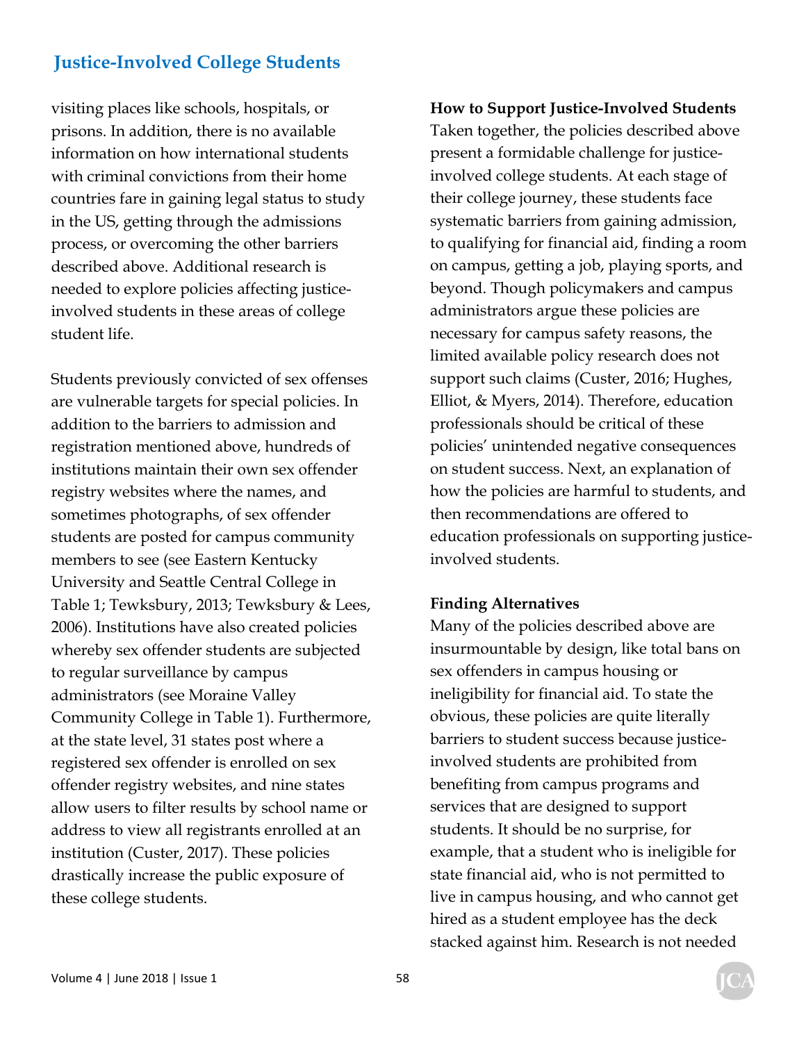visiting places like schools, hospitals, or prisons. In addition, there is no available information on how international students with criminal convictions from their home countries fare in gaining legal status to study in the US, getting through the admissions process, or overcoming the other barriers described above. Additional research is needed to explore policies affecting justice-involved students in these areas of college student life.

Students previously convicted of sex offenses are vulnerable targets for special policies. In addition to the barriers to admission and registration mentioned above, hundreds of institutions maintain their own sex offender registry websites where the names, and sometimes photographs, of sex offender students are posted for campus community members to see (see Eastern Kentucky University and Seattle Central College in Table 1; Tewksbury, 2013; Tewksbury & Lees, 2006). Institutions have also created policies whereby sex offender students are subjected to regular surveillance by campus administrators (see Moraine Valley Community College in Table 1). Furthermore, at the state level, 31 states post where a registered sex offender is enrolled on sex offender registry websites, and nine states allow users to filter results by school name or address to view all registrants enrolled at an institution (Custer, 2017). These policies drastically increase the public exposure of these college students.

**How to Support Justice-Involved Students**

Taken together, the policies described above present a formidable challenge for justice-involved college students. At each stage of their college journey, these students face systematic barriers from gaining admission, to qualifying for financial aid, finding a room on campus, getting a job, playing sports, and beyond. Though policymakers and campus administrators argue these policies are necessary for campus safety reasons, the limited available policy research does not support such claims (Custer, 2016; Hughes, Elliot, & Myers, 2014). Therefore, education professionals should be critical of these policies' unintended negative consequences on student success. Next, an explanation of how the policies are harmful to students, and then recommendations are offered to education professionals on supporting justice-involved students.

**Finding Alternatives**

Many of the policies described above are insurmountable by design, like total bans on sex offenders in campus housing or ineligibility for financial aid. To state the obvious, these policies are quite literally barriers to student success because justice-involved students are prohibited from benefiting from campus programs and services that are designed to support students. It should be no surprise, for example, that a student who is ineligible for state financial aid, who is not permitted to live in campus housing, and who cannot get hired as a student employee has the deck stacked against him. Research is not needed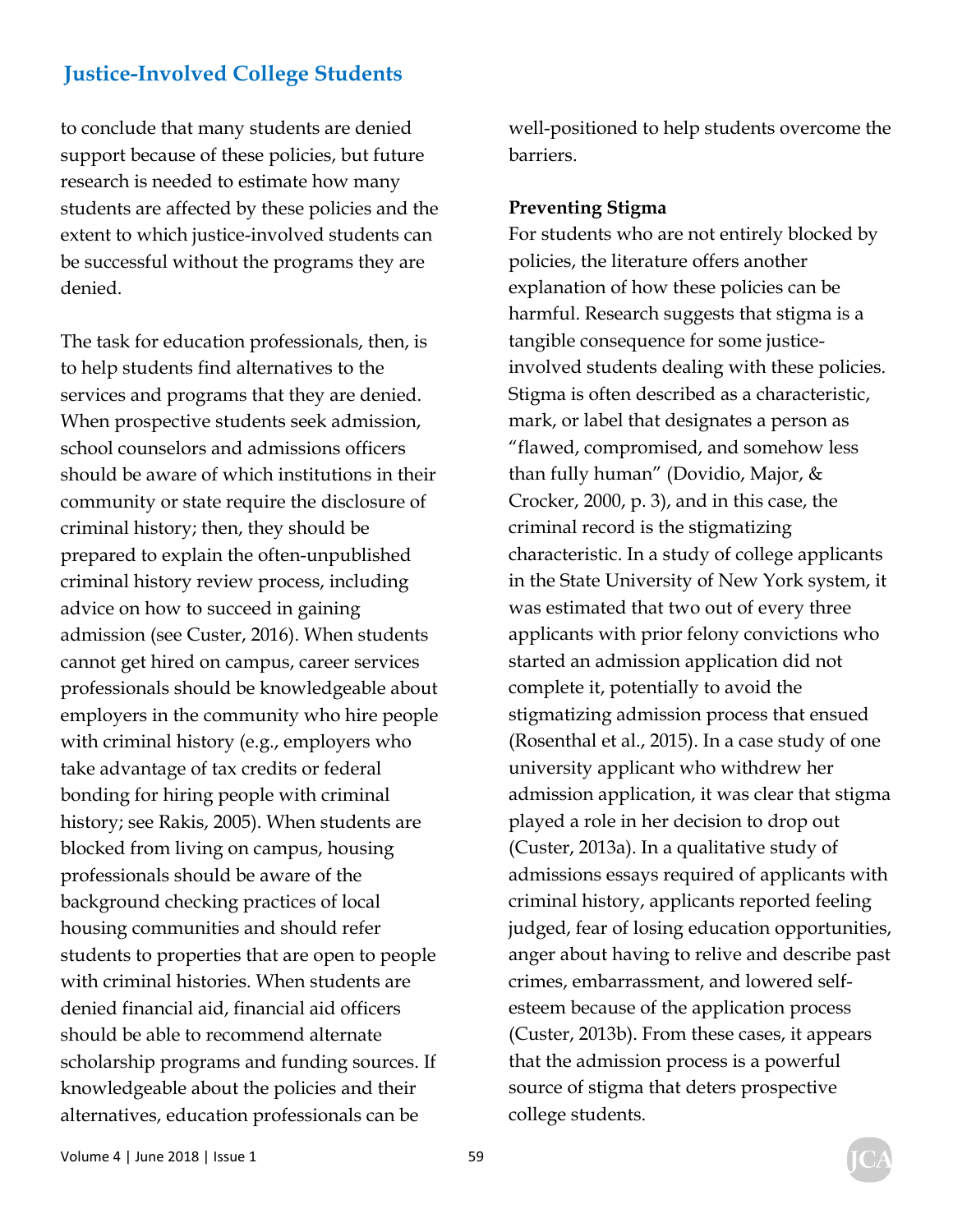to conclude that many students are denied support because of these policies, but future research is needed to estimate how many students are affected by these policies and the extent to which justice-involved students can be successful without the programs they are denied.

The task for education professionals, then, is to help students find alternatives to the services and programs that they are denied. When prospective students seek admission, school counselors and admissions officers should be aware of which institutions in their community or state require the disclosure of criminal history; then, they should be prepared to explain the often-unpublished criminal history review process, including advice on how to succeed in gaining admission (see Custer, 2016). When students cannot get hired on campus, career services professionals should be knowledgeable about employers in the community who hire people with criminal history (e.g., employers who take advantage of tax credits or federal bonding for hiring people with criminal history; see Rakis, 2005). When students are blocked from living on campus, housing professionals should be aware of the background checking practices of local housing communities and should refer students to properties that are open to people with criminal histories. When students are denied financial aid, financial aid officers should be able to recommend alternate scholarship programs and funding sources. If knowledgeable about the policies and their alternatives, education professionals can be well-positioned to help students overcome the barriers.

**Preventing Stigma**

For students who are not entirely blocked by policies, the literature offers another explanation of how these policies can be harmful. Research suggests that stigma is a tangible consequence for some justice-involved students dealing with these policies. Stigma is often described as a characteristic, mark, or label that designates a person as "flawed, compromised, and somehow less than fully human" (Dovidio, Major, & Crocker, 2000, p. 3), and in this case, the criminal record is the stigmatizing characteristic. In a study of college applicants in the State University of New York system, it was estimated that two out of every three applicants with prior felony convictions who started an admission application did not complete it, potentially to avoid the stigmatizing admission process that ensued (Rosenthal et al., 2015). In a case study of one university applicant who withdrew her admission application, it was clear that stigma played a role in her decision to drop out (Custer, 2013a). In a qualitative study of admissions essays required of applicants with criminal history, applicants reported feeling judged, fear of losing education opportunities, anger about having to relive and describe past crimes, embarrassment, and lowered self-esteem because of the application process (Custer, 2013b). From these cases, it appears that the admission process is a powerful source of stigma that deters prospective college students.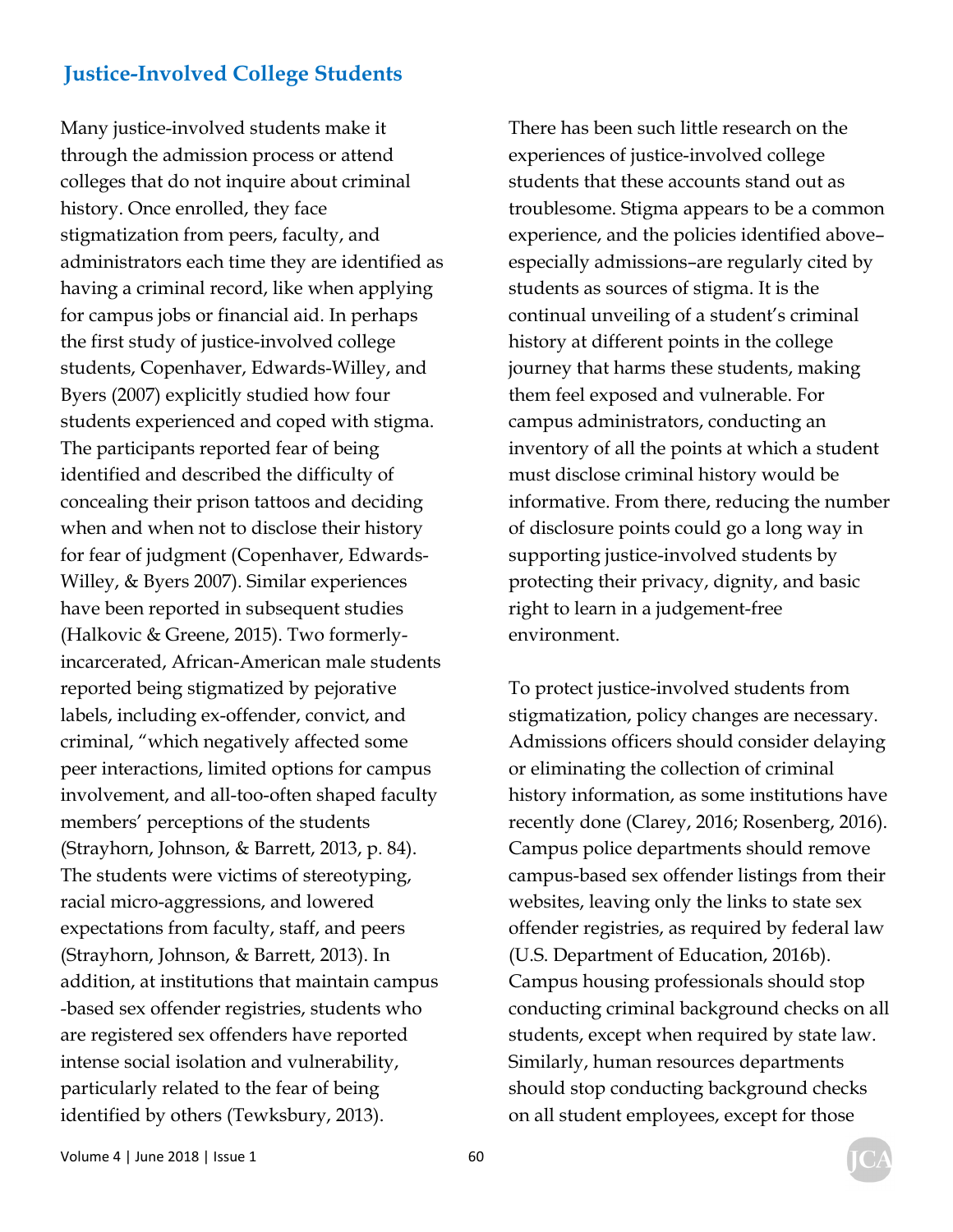## Justice-Involved College Students

Many justice-involved students make it through the admission process or attend colleges that do not inquire about criminal history. Once enrolled, they face stigmatization from peers, faculty, and administrators each time they are identified as having a criminal record, like when applying for campus jobs or financial aid. In perhaps the first study of justice-involved college students, Copenhaver, Edwards-Willey, and Byers (2007) explicitly studied how four students experienced and coped with stigma. The participants reported fear of being identified and described the difficulty of concealing their prison tattoos and deciding when and when not to disclose their history for fear of judgment (Copenhaver, Edwards-Willey, & Byers 2007). Similar experiences have been reported in subsequent studies (Halkovic & Greene, 2015). Two formerly-incarcerated, African-American male students reported being stigmatized by pejorative labels, including ex-offender, convict, and criminal, "which negatively affected some peer interactions, limited options for campus involvement, and all-too-often shaped faculty members' perceptions of the students (Strayhorn, Johnson, & Barrett, 2013, p. 84). The students were victims of stereotyping, racial micro-aggressions, and lowered expectations from faculty, staff, and peers (Strayhorn, Johnson, & Barrett, 2013). In addition, at institutions that maintain campus -based sex offender registries, students who are registered sex offenders have reported intense social isolation and vulnerability, particularly related to the fear of being identified by others (Tewksbury, 2013).

There has been such little research on the experiences of justice-involved college students that these accounts stand out as troublesome. Stigma appears to be a common experience, and the policies identified above–especially admissions–are regularly cited by students as sources of stigma. It is the continual unveiling of a student's criminal history at different points in the college journey that harms these students, making them feel exposed and vulnerable. For campus administrators, conducting an inventory of all the points at which a student must disclose criminal history would be informative. From there, reducing the number of disclosure points could go a long way in supporting justice-involved students by protecting their privacy, dignity, and basic right to learn in a judgement-free environment.

To protect justice-involved students from stigmatization, policy changes are necessary. Admissions officers should consider delaying or eliminating the collection of criminal history information, as some institutions have recently done (Clarey, 2016; Rosenberg, 2016). Campus police departments should remove campus-based sex offender listings from their websites, leaving only the links to state sex offender registries, as required by federal law (U.S. Department of Education, 2016b). Campus housing professionals should stop conducting criminal background checks on all students, except when required by state law. Similarly, human resources departments should stop conducting background checks on all student employees, except for those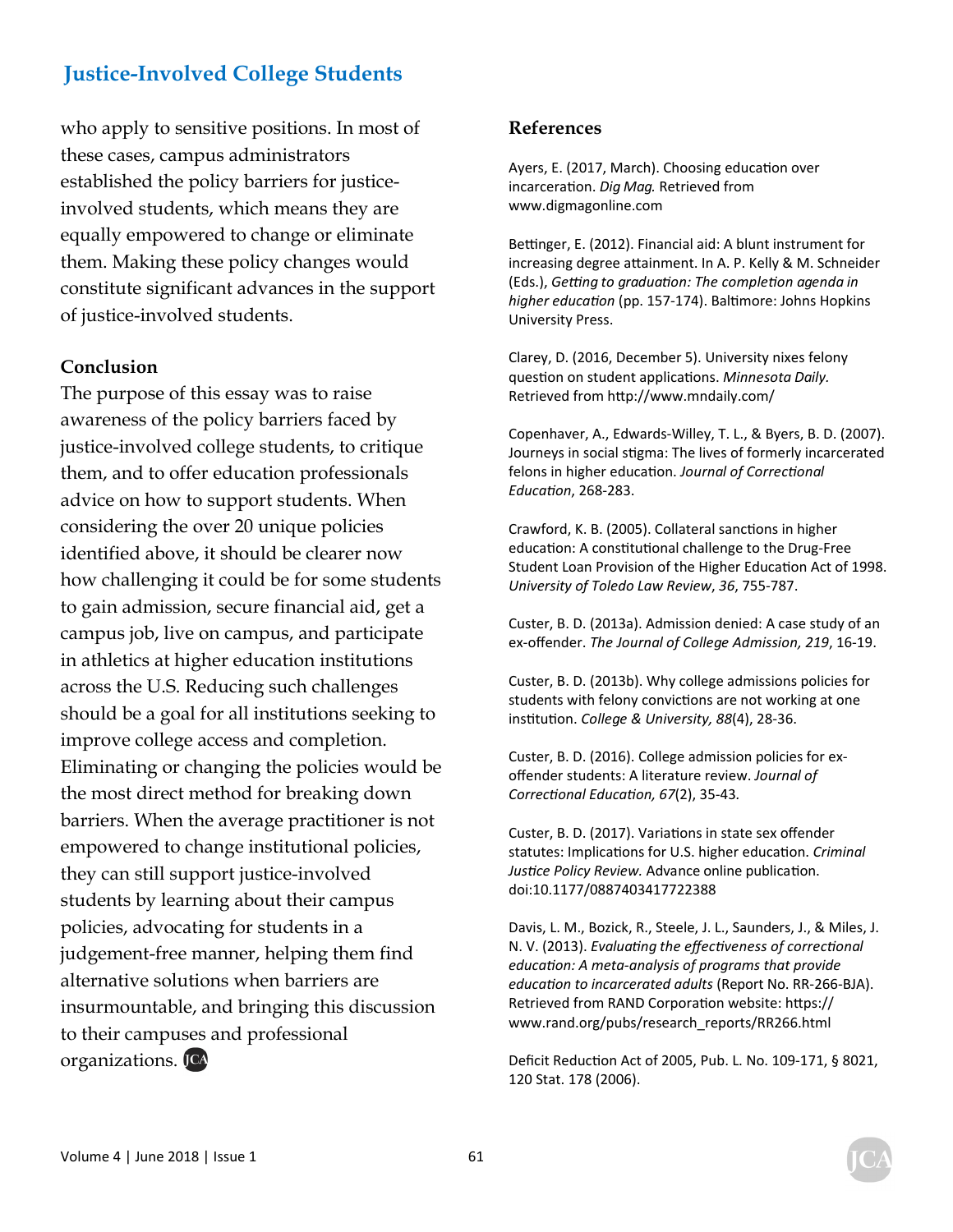who apply to sensitive positions. In most of these cases, campus administrators established the policy barriers for justice-involved students, which means they are equally empowered to change or eliminate them. Making these policy changes would constitute significant advances in the support of justice-involved students.

## Conclusion

The purpose of this essay was to raise awareness of the policy barriers faced by justice-involved college students, to critique them, and to offer education professionals advice on how to support students. When considering the over 20 unique policies identified above, it should be clearer now how challenging it could be for some students to gain admission, secure financial aid, get a campus job, live on campus, and participate in athletics at higher education institutions across the U.S. Reducing such challenges should be a goal for all institutions seeking to improve college access and completion. Eliminating or changing the policies would be the most direct method for breaking down barriers. When the average practitioner is not empowered to change institutional policies, they can still support justice-involved students by learning about their campus policies, advocating for students in a judgement-free manner, helping them find alternative solutions when barriers are insurmountable, and bringing this discussion to their campuses and professional organizations.

## References

Ayers, E. (2017, March). Choosing education over incarceration. *Dig Mag.* Retrieved from www.digmagonline.com

Bettinger, E. (2012). Financial aid: A blunt instrument for increasing degree attainment. In A. P. Kelly & M. Schneider (Eds.), *Getting to graduation: The completion agenda in higher education* (pp. 157-174). Baltimore: Johns Hopkins University Press.

Clarey, D. (2016, December 5). University nixes felony question on student applications. *Minnesota Daily.* Retrieved from http://www.mndaily.com/

Copenhaver, A., Edwards-Willey, T. L., & Byers, B. D. (2007). Journeys in social stigma: The lives of formerly incarcerated felons in higher education. *Journal of Correctional Education*, 268-283.

Crawford, K. B. (2005). Collateral sanctions in higher education: A constitutional challenge to the Drug-Free Student Loan Provision of the Higher Education Act of 1998. *University of Toledo Law Review*, *36*, 755-787.

Custer, B. D. (2013a). Admission denied: A case study of an ex-offender. *The Journal of College Admission, 219*, 16-19.

Custer, B. D. (2013b). Why college admissions policies for students with felony convictions are not working at one institution. *College & University, 88*(4), 28-36.

Custer, B. D. (2016). College admission policies for ex-offender students: A literature review. *Journal of Correctional Education, 67*(2), 35-43.

Custer, B. D. (2017). Variations in state sex offender statutes: Implications for U.S. higher education. *Criminal Justice Policy Review.* Advance online publication. doi:10.1177/0887403417722388

Davis, L. M., Bozick, R., Steele, J. L., Saunders, J., & Miles, J. N. V. (2013). *Evaluating the effectiveness of correctional education: A meta-analysis of programs that provide education to incarcerated adults* (Report No. RR-266-BJA). Retrieved from RAND Corporation website: https://www.rand.org/pubs/research_reports/RR266.html

Deficit Reduction Act of 2005, Pub. L. No. 109-171, § 8021, 120 Stat. 178 (2006).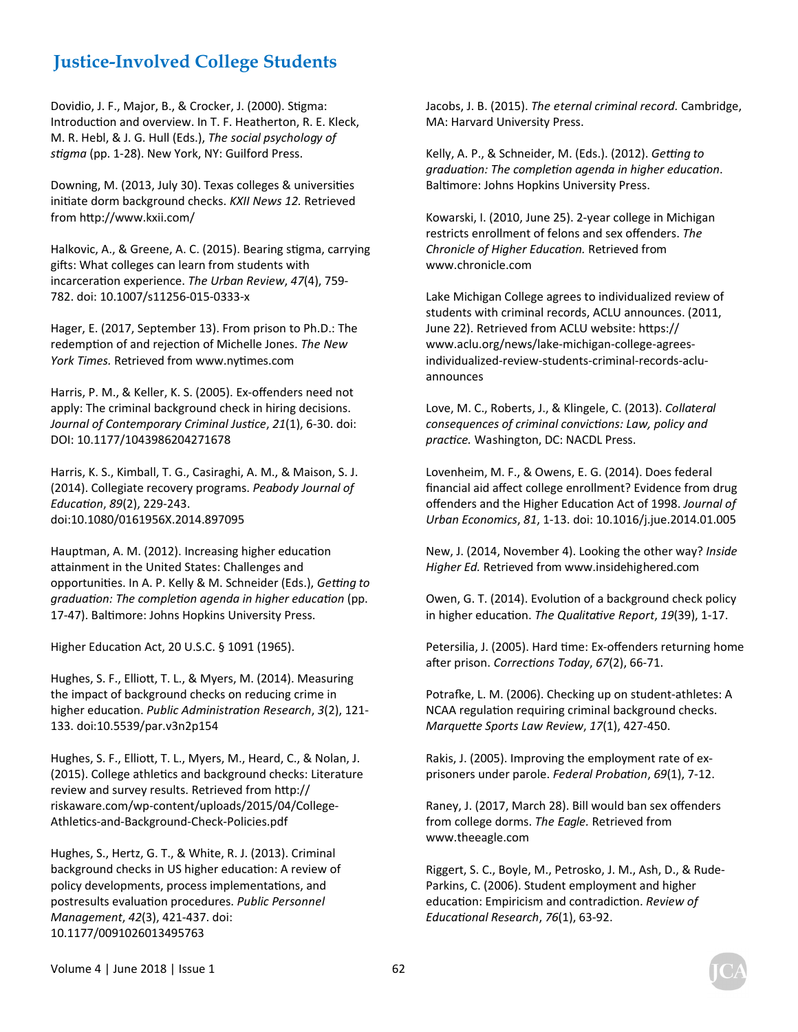Dovidio, J. F., Major, B., & Crocker, J. (2000). Stigma: Introduction and overview. In T. F. Heatherton, R. E. Kleck, M. R. Hebl, & J. G. Hull (Eds.), *The social psychology of stigma* (pp. 1-28). New York, NY: Guilford Press.

Downing, M. (2013, July 30). Texas colleges & universities initiate dorm background checks. *KXII News 12.* Retrieved from http://www.kxii.com/

Halkovic, A., & Greene, A. C. (2015). Bearing stigma, carrying gifts: What colleges can learn from students with incarceration experience. *The Urban Review*, *47*(4), 759-782. doi: 10.1007/s11256-015-0333-x

Hager, E. (2017, September 13). From prison to Ph.D.: The redemption of and rejection of Michelle Jones. *The New York Times.* Retrieved from www.nytimes.com

Harris, P. M., & Keller, K. S. (2005). Ex-offenders need not apply: The criminal background check in hiring decisions. *Journal of Contemporary Criminal Justice*, *21*(1), 6-30. doi: DOI: 10.1177/1043986204271678

Harris, K. S., Kimball, T. G., Casiraghi, A. M., & Maison, S. J. (2014). Collegiate recovery programs. *Peabody Journal of Education*, *89*(2), 229-243. doi:10.1080/0161956X.2014.897095

Hauptman, A. M. (2012). Increasing higher education attainment in the United States: Challenges and opportunities. In A. P. Kelly & M. Schneider (Eds.), *Getting to graduation: The completion agenda in higher education* (pp. 17-47). Baltimore: Johns Hopkins University Press.

Higher Education Act, 20 U.S.C. § 1091 (1965).

Hughes, S. F., Elliott, T. L., & Myers, M. (2014). Measuring the impact of background checks on reducing crime in higher education. *Public Administration Research*, *3*(2), 121-133. doi:10.5539/par.v3n2p154

Hughes, S. F., Elliott, T. L., Myers, M., Heard, C., & Nolan, J. (2015). College athletics and background checks: Literature review and survey results. Retrieved from http://riskaware.com/wp-content/uploads/2015/04/College-Athletics-and-Background-Check-Policies.pdf

Hughes, S., Hertz, G. T., & White, R. J. (2013). Criminal background checks in US higher education: A review of policy developments, process implementations, and postresults evaluation procedures. *Public Personnel Management*, *42*(3), 421-437. doi: 10.1177/0091026013495763

Jacobs, J. B. (2015). *The eternal criminal record.* Cambridge, MA: Harvard University Press.

Kelly, A. P., & Schneider, M. (Eds.). (2012). *Getting to graduation: The completion agenda in higher education*. Baltimore: Johns Hopkins University Press.

Kowarski, I. (2010, June 25). 2-year college in Michigan restricts enrollment of felons and sex offenders. *The Chronicle of Higher Education.* Retrieved from www.chronicle.com

Lake Michigan College agrees to individualized review of students with criminal records, ACLU announces. (2011, June 22). Retrieved from ACLU website: https://www.aclu.org/news/lake-michigan-college-agrees-individualized-review-students-criminal-records-aclu-announces

Love, M. C., Roberts, J., & Klingele, C. (2013). *Collateral consequences of criminal convictions: Law, policy and practice.* Washington, DC: NACDL Press.

Lovenheim, M. F., & Owens, E. G. (2014). Does federal financial aid affect college enrollment? Evidence from drug offenders and the Higher Education Act of 1998. *Journal of Urban Economics*, *81*, 1-13. doi: 10.1016/j.jue.2014.01.005

New, J. (2014, November 4). Looking the other way? *Inside Higher Ed.* Retrieved from www.insidehighered.com

Owen, G. T. (2014). Evolution of a background check policy in higher education. *The Qualitative Report*, *19*(39), 1-17.

Petersilia, J. (2005). Hard time: Ex-offenders returning home after prison. *Corrections Today*, *67*(2), 66-71.

Potrafke, L. M. (2006). Checking up on student-athletes: A NCAA regulation requiring criminal background checks. *Marquette Sports Law Review*, *17*(1), 427-450.

Rakis, J. (2005). Improving the employment rate of ex-prisoners under parole. *Federal Probation*, *69*(1), 7-12.

Raney, J. (2017, March 28). Bill would ban sex offenders from college dorms. *The Eagle.* Retrieved from www.theeagle.com

Riggert, S. C., Boyle, M., Petrosko, J. M., Ash, D., & Rude-Parkins, C. (2006). Student employment and higher education: Empiricism and contradiction. *Review of Educational Research*, *76*(1), 63-92.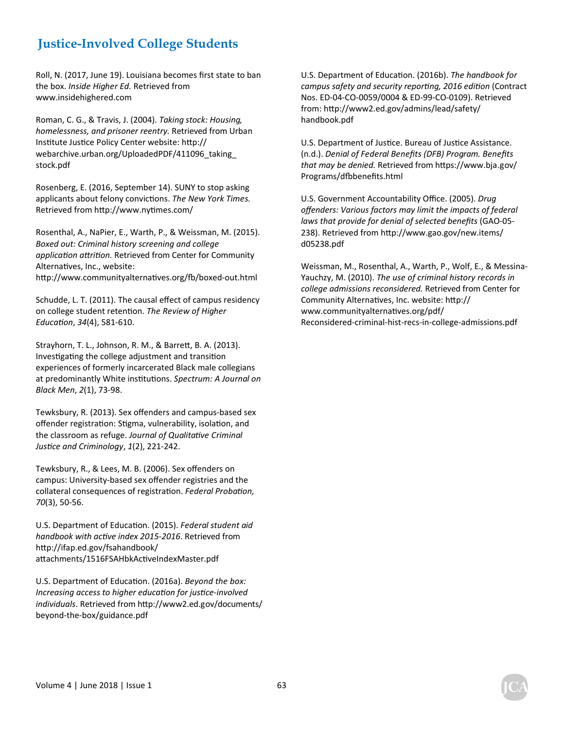Roll, N. (2017, June 19). Louisiana becomes first state to ban the box. *Inside Higher Ed.* Retrieved from www.insidehighered.com

Roman, C. G., & Travis, J. (2004). *Taking stock: Housing, homelessness, and prisoner reentry.* Retrieved from Urban Institute Justice Policy Center website: http://webarchive.urban.org/UploadedPDF/411096_taking_stock.pdf

Rosenberg, E. (2016, September 14). SUNY to stop asking applicants about felony convictions. *The New York Times.* Retrieved from http://www.nytimes.com/

Rosenthal, A., NaPier, E., Warth, P., & Weissman, M. (2015). *Boxed out: Criminal history screening and college application attrition.* Retrieved from Center for Community Alternatives, Inc., website: http://www.communityalternatives.org/fb/boxed-out.html

Schudde, L. T. (2011). The causal effect of campus residency on college student retention. *The Review of Higher Education*, *34*(4), 581-610.

Strayhorn, T. L., Johnson, R. M., & Barrett, B. A. (2013). Investigating the college adjustment and transition experiences of formerly incarcerated Black male collegians at predominantly White institutions. *Spectrum: A Journal on Black Men*, *2*(1), 73-98.

Tewksbury, R. (2013). Sex offenders and campus-based sex offender registration: Stigma, vulnerability, isolation, and the classroom as refuge. *Journal of Qualitative Criminal Justice and Criminology*, *1*(2), 221-242.

Tewksbury, R., & Lees, M. B. (2006). Sex offenders on campus: University-based sex offender registries and the collateral consequences of registration. *Federal Probation, 70*(3), 50-56.

U.S. Department of Education. (2015). *Federal student aid handbook with active index 2015-2016*. Retrieved from http://ifap.ed.gov/fsahandbook/attachments/1516FSAHbkActiveIndexMaster.pdf

U.S. Department of Education. (2016a). *Beyond the box: Increasing access to higher education for justice-involved individuals*. Retrieved from http://www2.ed.gov/documents/beyond-the-box/guidance.pdf

U.S. Department of Education. (2016b). *The handbook for campus safety and security reporting, 2016 edition* (Contract Nos. ED-04-CO-0059/0004 & ED-99-CO-0109). Retrieved from: http://www2.ed.gov/admins/lead/safety/handbook.pdf

U.S. Department of Justice. Bureau of Justice Assistance. (n.d.). *Denial of Federal Benefits (DFB) Program. Benefits that may be denied.* Retrieved from https://www.bja.gov/Programs/dfbbenefits.html

U.S. Government Accountability Office. (2005). *Drug offenders: Various factors may limit the impacts of federal laws that provide for denial of selected benefits* (GAO-05-238). Retrieved from http://www.gao.gov/new.items/d05238.pdf

Weissman, M., Rosenthal, A., Warth, P., Wolf, E., & Messina-Yauchzy, M. (2010). *The use of criminal history records in college admissions reconsidered.* Retrieved from Center for Community Alternatives, Inc. website: http://www.communityalternatives.org/pdf/Reconsidered-criminal-hist-recs-in-college-admissions.pdf